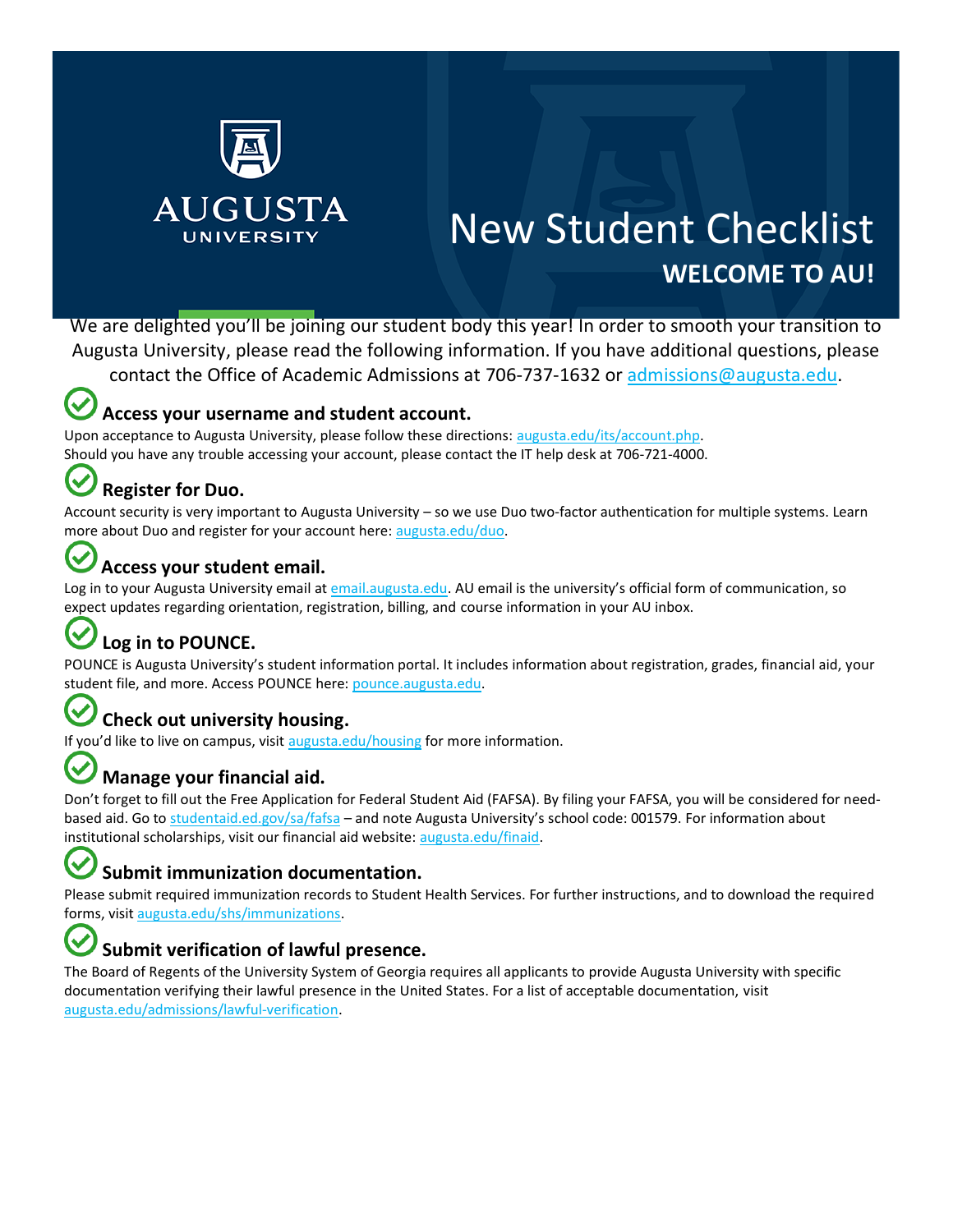AUGUSTA UNIVERSITY

# New Student Checklist

## WELCOME TO AU!

We are delighted you'll be joining our student body this year! In order to smooth your transition to Augusta University, please read the following information. If you have additional questions, please contact the Office of Academic Admissions at 706-737-1632 or admissions@augusta.edu.

### Access your username and student account.

Upon acceptance to Augusta University, please follow these directions: augusta.edu/its/account.php.
Should you have any trouble accessing your account, please contact the IT help desk at 706-721-4000.

### Register for Duo.

Account security is very important to Augusta University – so we use Duo two-factor authentication for multiple systems. Learn more about Duo and register for your account here: augusta.edu/duo.

### Access your student email.

Log in to your Augusta University email at email.augusta.edu. AU email is the university's official form of communication, so expect updates regarding orientation, registration, billing, and course information in your AU inbox.

### Log in to POUNCE.

POUNCE is Augusta University's student information portal. It includes information about registration, grades, financial aid, your student file, and more. Access POUNCE here: pounce.augusta.edu.

### Check out university housing.

If you'd like to live on campus, visit augusta.edu/housing for more information.

### Manage your financial aid.

Don't forget to fill out the Free Application for Federal Student Aid (FAFSA). By filing your FAFSA, you will be considered for need-based aid. Go to studentaid.ed.gov/sa/fafsa – and note Augusta University's school code: 001579. For information about institutional scholarships, visit our financial aid website: augusta.edu/finaid.

### Submit immunization documentation.

Please submit required immunization records to Student Health Services. For further instructions, and to download the required forms, visit augusta.edu/shs/immunizations.

### Submit verification of lawful presence.

The Board of Regents of the University System of Georgia requires all applicants to provide Augusta University with specific documentation verifying their lawful presence in the United States. For a list of acceptable documentation, visit augusta.edu/admissions/lawful-verification.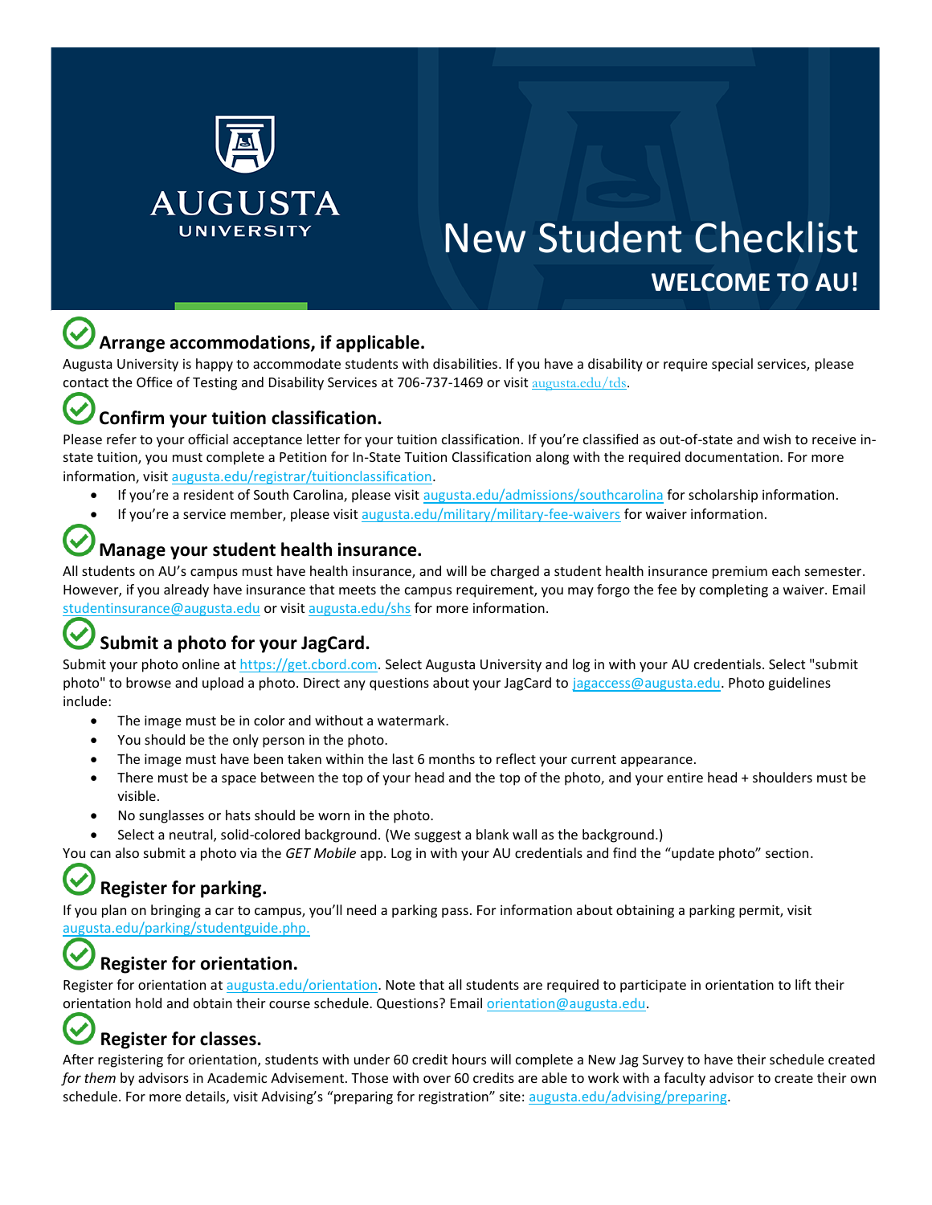AUGUSTA UNIVERSITY

# New Student Checklist

**WELCOME TO AU!**

## Arrange accommodations, if applicable.

Augusta University is happy to accommodate students with disabilities. If you have a disability or require special services, please contact the Office of Testing and Disability Services at 706-737-1469 or visit augusta.edu/tds.

## Confirm your tuition classification.

Please refer to your official acceptance letter for your tuition classification. If you're classified as out-of-state and wish to receive in-state tuition, you must complete a Petition for In-State Tuition Classification along with the required documentation. For more information, visit augusta.edu/registrar/tuitionclassification.

- If you're a resident of South Carolina, please visit augusta.edu/admissions/southcarolina for scholarship information.
- If you're a service member, please visit augusta.edu/military/military-fee-waivers for waiver information.

## Manage your student health insurance.

All students on AU's campus must have health insurance, and will be charged a student health insurance premium each semester. However, if you already have insurance that meets the campus requirement, you may forgo the fee by completing a waiver. Email studentinsurance@augusta.edu or visit augusta.edu/shs for more information.

## Submit a photo for your JagCard.

Submit your photo online at https://get.cbord.com. Select Augusta University and log in with your AU credentials. Select "submit photo" to browse and upload a photo. Direct any questions about your JagCard to jagaccess@augusta.edu. Photo guidelines include:

- The image must be in color and without a watermark.
- You should be the only person in the photo.
- The image must have been taken within the last 6 months to reflect your current appearance.
- There must be a space between the top of your head and the top of the photo, and your entire head + shoulders must be visible.
- No sunglasses or hats should be worn in the photo.
- Select a neutral, solid-colored background. (We suggest a blank wall as the background.)

You can also submit a photo via the *GET Mobile* app. Log in with your AU credentials and find the "update photo" section.

## Register for parking.

If you plan on bringing a car to campus, you'll need a parking pass. For information about obtaining a parking permit, visit augusta.edu/parking/studentguide.php.

## Register for orientation.

Register for orientation at augusta.edu/orientation. Note that all students are required to participate in orientation to lift their orientation hold and obtain their course schedule. Questions? Email orientation@augusta.edu.

## Register for classes.

After registering for orientation, students with under 60 credit hours will complete a New Jag Survey to have their schedule created *for them* by advisors in Academic Advisement. Those with over 60 credits are able to work with a faculty advisor to create their own schedule. For more details, visit Advising's "preparing for registration" site: augusta.edu/advising/preparing.